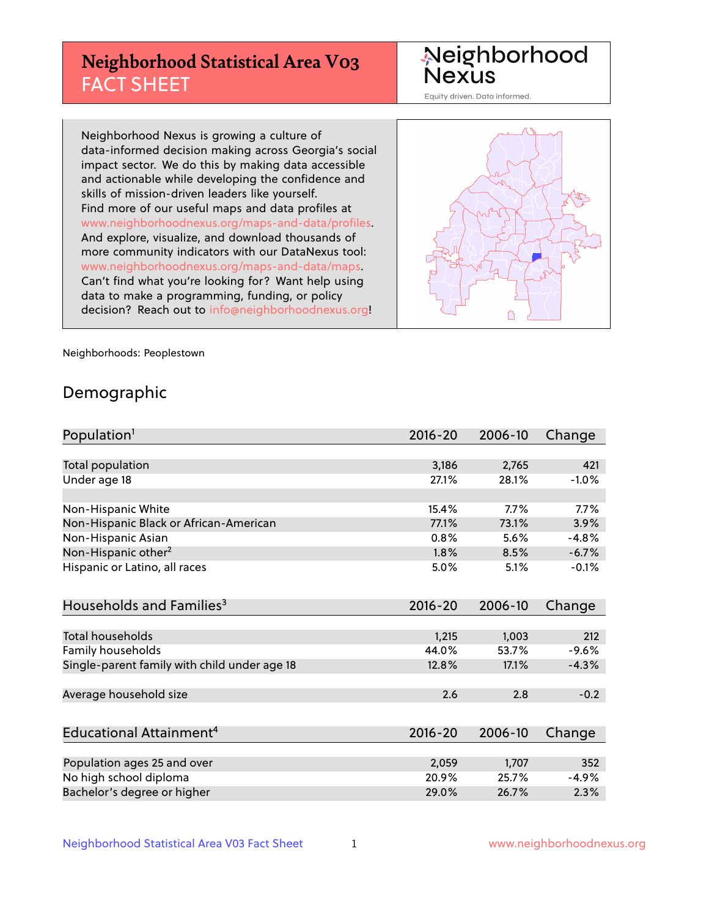# Neighborhood Statistical Area V03
## FACT SHEET

Neighborhood Nexus

Equity driven. Data informed.

Neighborhood Nexus is growing a culture of data-informed decision making across Georgia's social impact sector. We do this by making data accessible and actionable while developing the confidence and skills of mission-driven leaders like yourself. Find more of our useful maps and data profiles at www.neighborhoodnexus.org/maps-and-data/profiles. And explore, visualize, and download thousands of more community indicators with our DataNexus tool: www.neighborhoodnexus.org/maps-and-data/maps. Can't find what you're looking for? Want help using data to make a programming, funding, or policy decision? Reach out to info@neighborhoodnexus.org!

Neighborhoods: Peoplestown

## Demographic

| Population[1] | 2016-20 | 2006-10 | Change |
|---|---|---|---|
| Total population | 3,186 | 2,765 | 421 |
| Under age 18 | 27.1% | 28.1% | -1.0% |
| | | | |
| Non-Hispanic White | 15.4% | 7.7% | 7.7% |
| Non-Hispanic Black or African-American | 77.1% | 73.1% | 3.9% |
| Non-Hispanic Asian | 0.8% | 5.6% | -4.8% |
| Non-Hispanic other[2] | 1.8% | 8.5% | -6.7% |
| Hispanic or Latino, all races | 5.0% | 5.1% | -0.1% |

| Households and Families[3] | 2016-20 | 2006-10 | Change |
|---|---|---|---|
| Total households | 1,215 | 1,003 | 212 |
| Family households | 44.0% | 53.7% | -9.6% |
| Single-parent family with child under age 18 | 12.8% | 17.1% | -4.3% |
| | | | |
| Average household size | 2.6 | 2.8 | -0.2 |

| Educational Attainment[4] | 2016-20 | 2006-10 | Change |
|---|---|---|---|
| Population ages 25 and over | 2,059 | 1,707 | 352 |
| No high school diploma | 20.9% | 25.7% | -4.9% |
| Bachelor's degree or higher | 29.0% | 26.7% | 2.3% |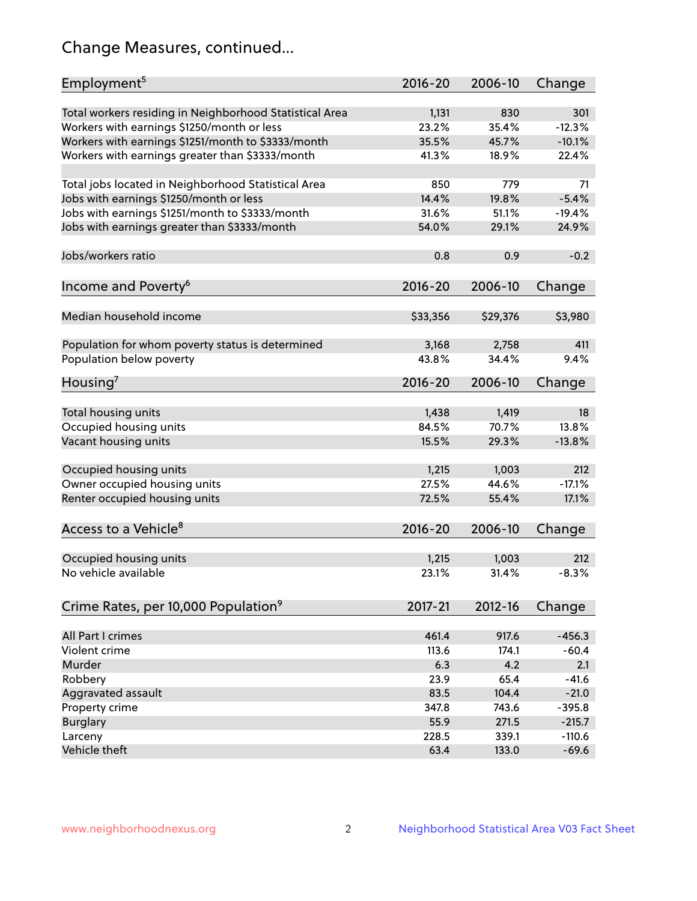# Change Measures, continued...

| Employment[5] | 2016-20 | 2006-10 | Change |
|---|---|---|---|
| Total workers residing in Neighborhood Statistical Area | 1,131 | 830 | 301 |
| Workers with earnings $1250/month or less | 23.2% | 35.4% | -12.3% |
| Workers with earnings $1251/month to $3333/month | 35.5% | 45.7% | -10.1% |
| Workers with earnings greater than $3333/month | 41.3% | 18.9% | 22.4% |
| | | | |
| Total jobs located in Neighborhood Statistical Area | 850 | 779 | 71 |
| Jobs with earnings $1250/month or less | 14.4% | 19.8% | -5.4% |
| Jobs with earnings $1251/month to $3333/month | 31.6% | 51.1% | -19.4% |
| Jobs with earnings greater than $3333/month | 54.0% | 29.1% | 24.9% |
| | | | |
| Jobs/workers ratio | 0.8 | 0.9 | -0.2 |

| Income and Poverty[6] | 2016-20 | 2006-10 | Change |
|---|---|---|---|
| Median household income | $33,356 | $29,376 | $3,980 |
| | | | |
| Population for whom poverty status is determined | 3,168 | 2,758 | 411 |
| Population below poverty | 43.8% | 34.4% | 9.4% |

| Housing[7] | 2016-20 | 2006-10 | Change |
|---|---|---|---|
| Total housing units | 1,438 | 1,419 | 18 |
| Occupied housing units | 84.5% | 70.7% | 13.8% |
| Vacant housing units | 15.5% | 29.3% | -13.8% |
| | | | |
| Occupied housing units | 1,215 | 1,003 | 212 |
| Owner occupied housing units | 27.5% | 44.6% | -17.1% |
| Renter occupied housing units | 72.5% | 55.4% | 17.1% |

| Access to a Vehicle[8] | 2016-20 | 2006-10 | Change |
|---|---|---|---|
| Occupied housing units | 1,215 | 1,003 | 212 |
| No vehicle available | 23.1% | 31.4% | -8.3% |

| Crime Rates, per 10,000 Population[9] | 2017-21 | 2012-16 | Change |
|---|---|---|---|
| All Part I crimes | 461.4 | 917.6 | -456.3 |
| Violent crime | 113.6 | 174.1 | -60.4 |
| Murder | 6.3 | 4.2 | 2.1 |
| Robbery | 23.9 | 65.4 | -41.6 |
| Aggravated assault | 83.5 | 104.4 | -21.0 |
| Property crime | 347.8 | 743.6 | -395.8 |
| Burglary | 55.9 | 271.5 | -215.7 |
| Larceny | 228.5 | 339.1 | -110.6 |
| Vehicle theft | 63.4 | 133.0 | -69.6 |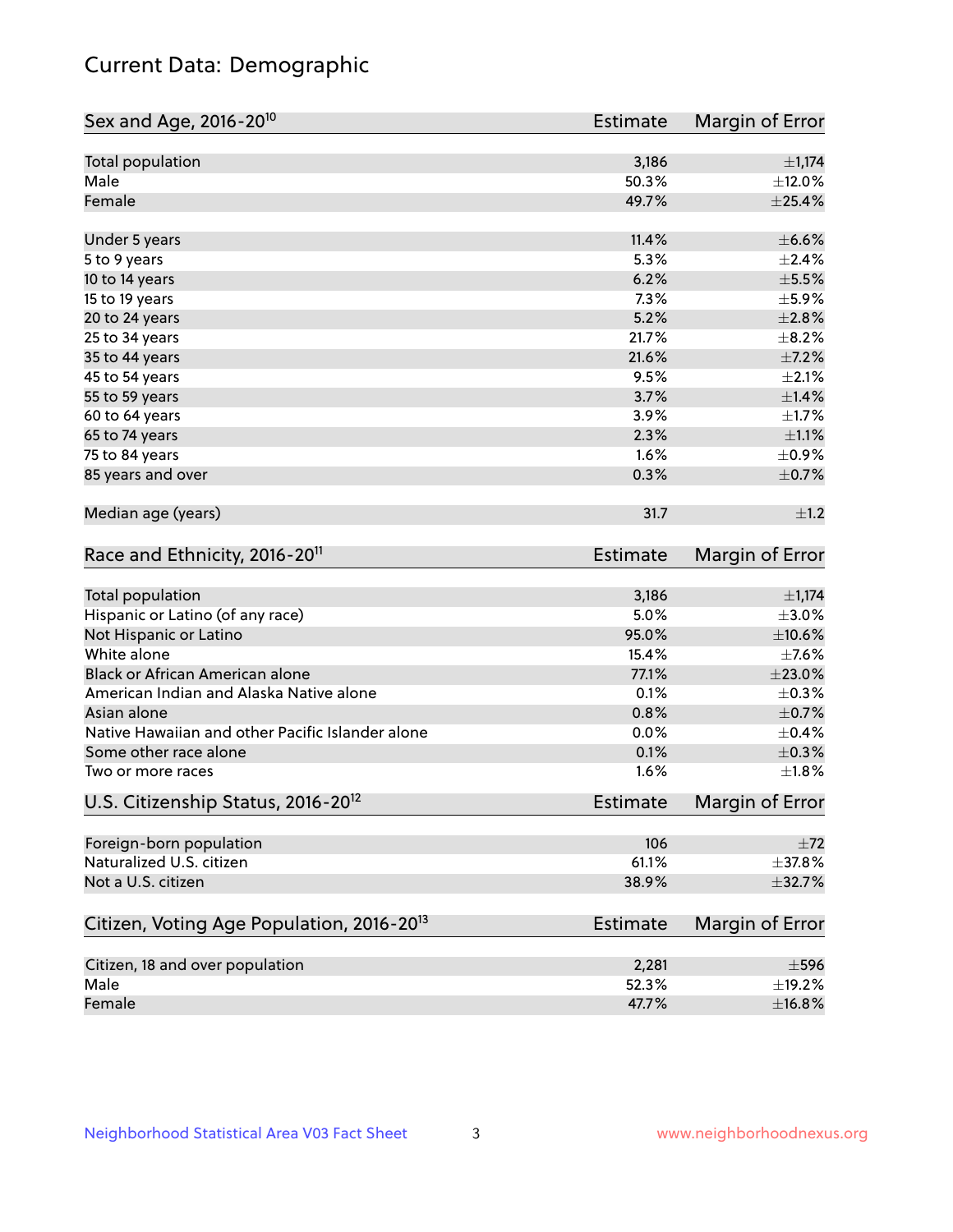# Current Data: Demographic

| Sex and Age, 2016-20[10] | Estimate | Margin of Error |
|---|---|---|
| Total population | 3,186 | ±1,174 |
| Male | 50.3% | ±12.0% |
| Female | 49.7% | ±25.4% |
| Under 5 years | 11.4% | ±6.6% |
| 5 to 9 years | 5.3% | ±2.4% |
| 10 to 14 years | 6.2% | ±5.5% |
| 15 to 19 years | 7.3% | ±5.9% |
| 20 to 24 years | 5.2% | ±2.8% |
| 25 to 34 years | 21.7% | ±8.2% |
| 35 to 44 years | 21.6% | ±7.2% |
| 45 to 54 years | 9.5% | ±2.1% |
| 55 to 59 years | 3.7% | ±1.4% |
| 60 to 64 years | 3.9% | ±1.7% |
| 65 to 74 years | 2.3% | ±1.1% |
| 75 to 84 years | 1.6% | ±0.9% |
| 85 years and over | 0.3% | ±0.7% |
| Median age (years) | 31.7 | ±1.2 |

| Race and Ethnicity, 2016-20[11] | Estimate | Margin of Error |
|---|---|---|
| Total population | 3,186 | ±1,174 |
| Hispanic or Latino (of any race) | 5.0% | ±3.0% |
| Not Hispanic or Latino | 95.0% | ±10.6% |
| White alone | 15.4% | ±7.6% |
| Black or African American alone | 77.1% | ±23.0% |
| American Indian and Alaska Native alone | 0.1% | ±0.3% |
| Asian alone | 0.8% | ±0.7% |
| Native Hawaiian and other Pacific Islander alone | 0.0% | ±0.4% |
| Some other race alone | 0.1% | ±0.3% |
| Two or more races | 1.6% | ±1.8% |

| U.S. Citizenship Status, 2016-20[12] | Estimate | Margin of Error |
|---|---|---|
| Foreign-born population | 106 | ±72 |
| Naturalized U.S. citizen | 61.1% | ±37.8% |
| Not a U.S. citizen | 38.9% | ±32.7% |

| Citizen, Voting Age Population, 2016-20[13] | Estimate | Margin of Error |
|---|---|---|
| Citizen, 18 and over population | 2,281 | ±596 |
| Male | 52.3% | ±19.2% |
| Female | 47.7% | ±16.8% |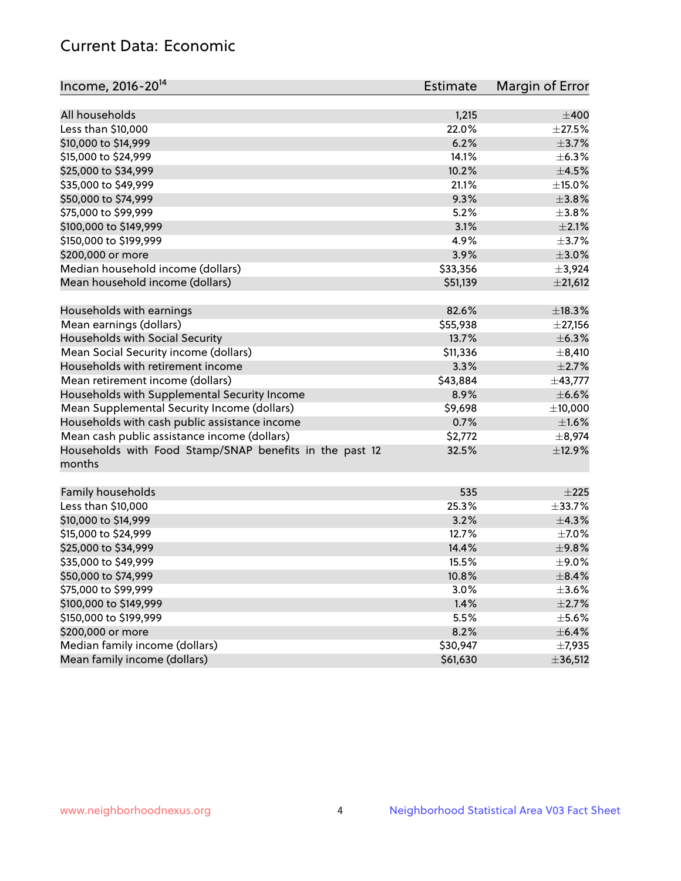## Current Data: Economic

| Income, 2016-20[14] | Estimate | Margin of Error |
| --- | --- | --- |
| All households | 1,215 | ±400 |
| Less than $10,000 | 22.0% | ±27.5% |
| $10,000 to $14,999 | 6.2% | ±3.7% |
| $15,000 to $24,999 | 14.1% | ±6.3% |
| $25,000 to $34,999 | 10.2% | ±4.5% |
| $35,000 to $49,999 | 21.1% | ±15.0% |
| $50,000 to $74,999 | 9.3% | ±3.8% |
| $75,000 to $99,999 | 5.2% | ±3.8% |
| $100,000 to $149,999 | 3.1% | ±2.1% |
| $150,000 to $199,999 | 4.9% | ±3.7% |
| $200,000 or more | 3.9% | ±3.0% |
| Median household income (dollars) | $33,356 | ±3,924 |
| Mean household income (dollars) | $51,139 | ±21,612 |
| | | |
| Households with earnings | 82.6% | ±18.3% |
| Mean earnings (dollars) | $55,938 | ±27,156 |
| Households with Social Security | 13.7% | ±6.3% |
| Mean Social Security income (dollars) | $11,336 | ±8,410 |
| Households with retirement income | 3.3% | ±2.7% |
| Mean retirement income (dollars) | $43,884 | ±43,777 |
| Households with Supplemental Security Income | 8.9% | ±6.6% |
| Mean Supplemental Security Income (dollars) | $9,698 | ±10,000 |
| Households with cash public assistance income | 0.7% | ±1.6% |
| Mean cash public assistance income (dollars) | $2,772 | ±8,974 |
| Households with Food Stamp/SNAP benefits in the past 12 months | 32.5% | ±12.9% |
| | | |
| Family households | 535 | ±225 |
| Less than $10,000 | 25.3% | ±33.7% |
| $10,000 to $14,999 | 3.2% | ±4.3% |
| $15,000 to $24,999 | 12.7% | ±7.0% |
| $25,000 to $34,999 | 14.4% | ±9.8% |
| $35,000 to $49,999 | 15.5% | ±9.0% |
| $50,000 to $74,999 | 10.8% | ±8.4% |
| $75,000 to $99,999 | 3.0% | ±3.6% |
| $100,000 to $149,999 | 1.4% | ±2.7% |
| $150,000 to $199,999 | 5.5% | ±5.6% |
| $200,000 or more | 8.2% | ±6.4% |
| Median family income (dollars) | $30,947 | ±7,935 |
| Mean family income (dollars) | $61,630 | ±36,512 |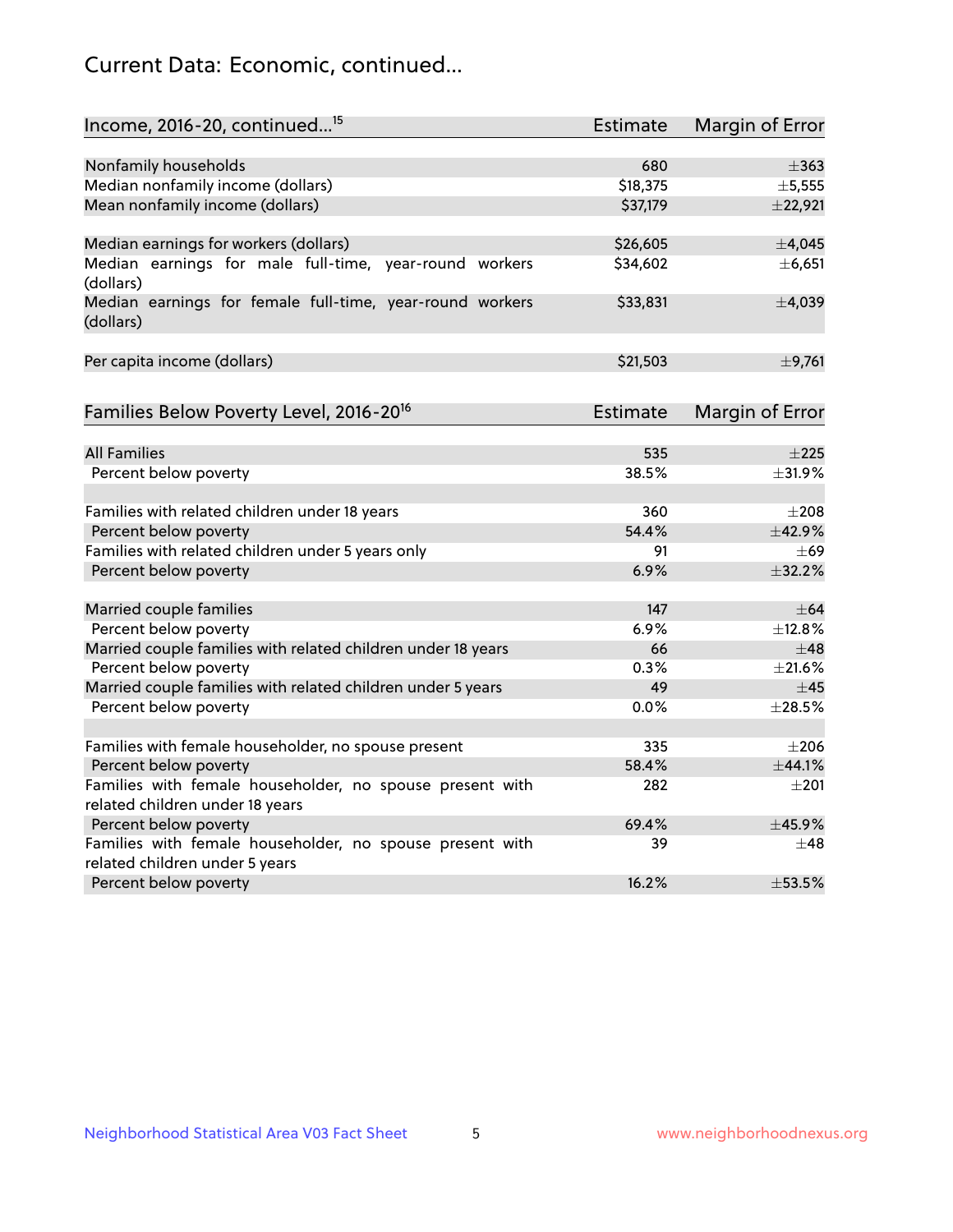# Current Data: Economic, continued...

| Income, 2016-20, continued...[15] | Estimate | Margin of Error |
|---|---|---|
| Nonfamily households | 680 | ±363 |
| Median nonfamily income (dollars) | $18,375 | ±5,555 |
| Mean nonfamily income (dollars) | $37,179 | ±22,921 |
| | | |
| Median earnings for workers (dollars) | $26,605 | ±4,045 |
| Median earnings for male full-time, year-round workers (dollars) | $34,602 | ±6,651 |
| Median earnings for female full-time, year-round workers (dollars) | $33,831 | ±4,039 |
| | | |
| Per capita income (dollars) | $21,503 | ±9,761 |

| Families Below Poverty Level, 2016-20[16] | Estimate | Margin of Error |
|---|---|---|
| All Families | 535 | ±225 |
| Percent below poverty | 38.5% | ±31.9% |
| | | |
| Families with related children under 18 years | 360 | ±208 |
| Percent below poverty | 54.4% | ±42.9% |
| Families with related children under 5 years only | 91 | ±69 |
| Percent below poverty | 6.9% | ±32.2% |
| | | |
| Married couple families | 147 | ±64 |
| Percent below poverty | 6.9% | ±12.8% |
| Married couple families with related children under 18 years | 66 | ±48 |
| Percent below poverty | 0.3% | ±21.6% |
| Married couple families with related children under 5 years | 49 | ±45 |
| Percent below poverty | 0.0% | ±28.5% |
| | | |
| Families with female householder, no spouse present | 335 | ±206 |
| Percent below poverty | 58.4% | ±44.1% |
| Families with female householder, no spouse present with related children under 18 years | 282 | ±201 |
| Percent below poverty | 69.4% | ±45.9% |
| Families with female householder, no spouse present with related children under 5 years | 39 | ±48 |
| Percent below poverty | 16.2% | ±53.5% |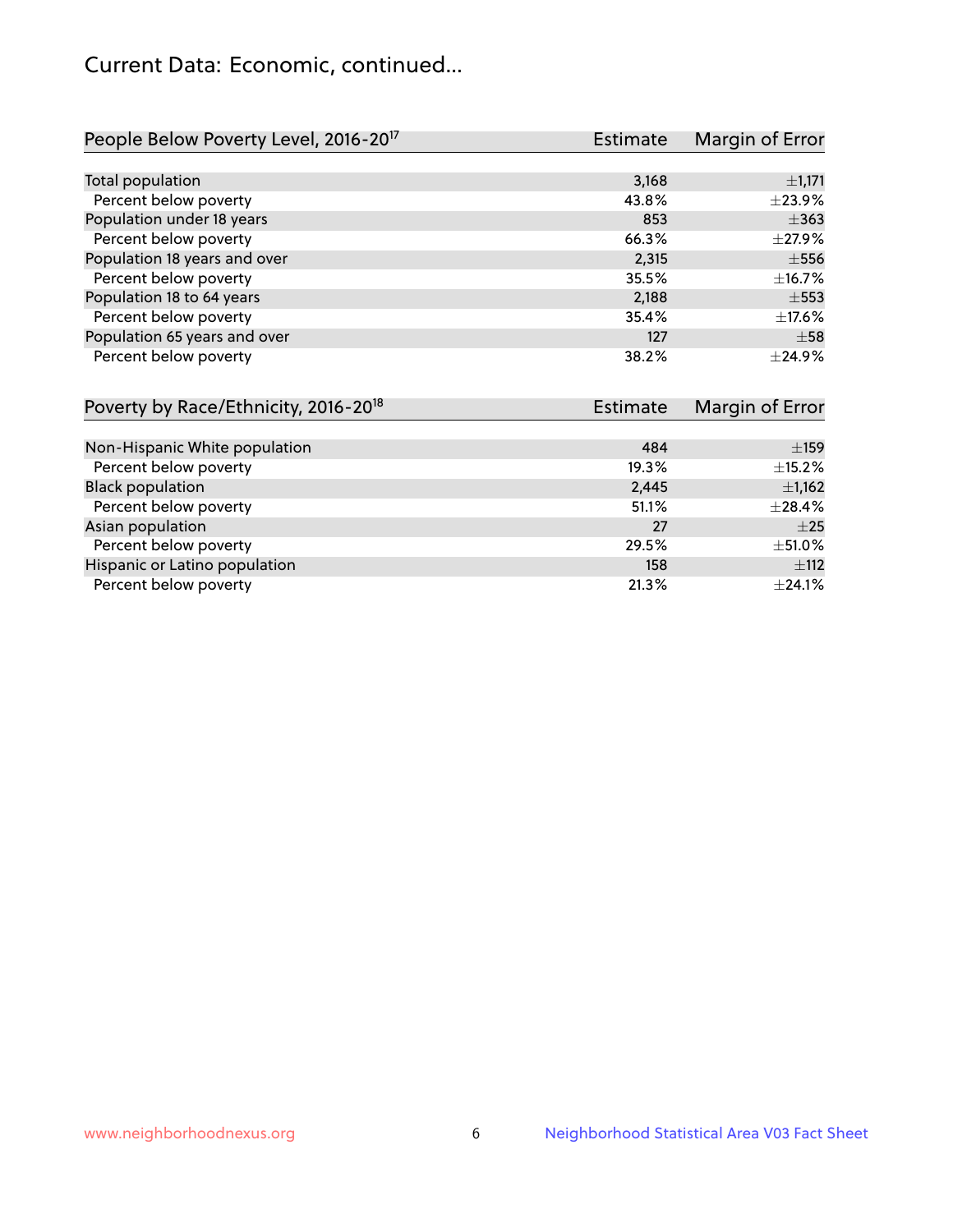## Current Data: Economic, continued...

| People Below Poverty Level, 2016-20[17] | Estimate | Margin of Error |
|---|---|---|
| Total population | 3,168 | ±1,171 |
| Percent below poverty | 43.8% | ±23.9% |
| Population under 18 years | 853 | ±363 |
| Percent below poverty | 66.3% | ±27.9% |
| Population 18 years and over | 2,315 | ±556 |
| Percent below poverty | 35.5% | ±16.7% |
| Population 18 to 64 years | 2,188 | ±553 |
| Percent below poverty | 35.4% | ±17.6% |
| Population 65 years and over | 127 | ±58 |
| Percent below poverty | 38.2% | ±24.9% |

| Poverty by Race/Ethnicity, 2016-20[18] | Estimate | Margin of Error |
|---|---|---|
| Non-Hispanic White population | 484 | ±159 |
| Percent below poverty | 19.3% | ±15.2% |
| Black population | 2,445 | ±1,162 |
| Percent below poverty | 51.1% | ±28.4% |
| Asian population | 27 | ±25 |
| Percent below poverty | 29.5% | ±51.0% |
| Hispanic or Latino population | 158 | ±112 |
| Percent below poverty | 21.3% | ±24.1% |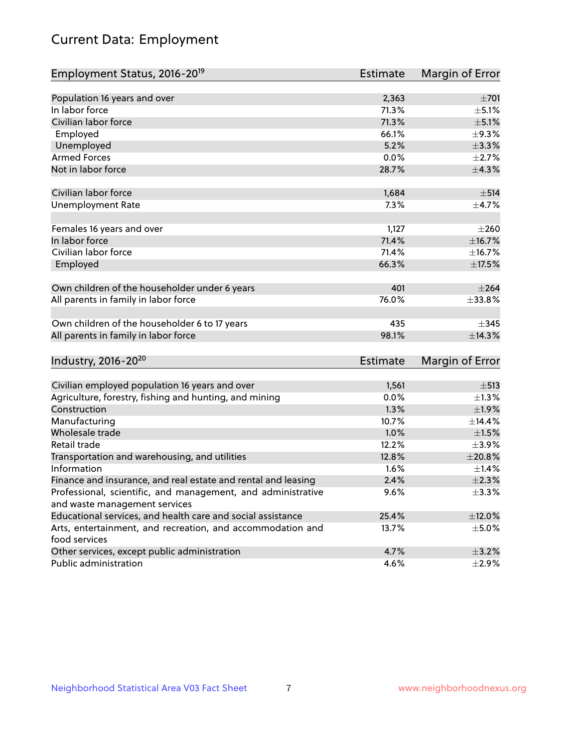# Current Data: Employment

| Employment Status, 2016-20[19] | Estimate | Margin of Error |
|---|---|---|
| Population 16 years and over | 2,363 | ±701 |
| In labor force | 71.3% | ±5.1% |
| Civilian labor force | 71.3% | ±5.1% |
| Employed | 66.1% | ±9.3% |
| Unemployed | 5.2% | ±3.3% |
| Armed Forces | 0.0% | ±2.7% |
| Not in labor force | 28.7% | ±4.3% |
| | | |
| Civilian labor force | 1,684 | ±514 |
| Unemployment Rate | 7.3% | ±4.7% |
| | | |
| Females 16 years and over | 1,127 | ±260 |
| In labor force | 71.4% | ±16.7% |
| Civilian labor force | 71.4% | ±16.7% |
| Employed | 66.3% | ±17.5% |
| | | |
| Own children of the householder under 6 years | 401 | ±264 |
| All parents in family in labor force | 76.0% | ±33.8% |
| | | |
| Own children of the householder 6 to 17 years | 435 | ±345 |
| All parents in family in labor force | 98.1% | ±14.3% |

| Industry, 2016-20[20] | Estimate | Margin of Error |
|---|---|---|
| Civilian employed population 16 years and over | 1,561 | ±513 |
| Agriculture, forestry, fishing and hunting, and mining | 0.0% | ±1.3% |
| Construction | 1.3% | ±1.9% |
| Manufacturing | 10.7% | ±14.4% |
| Wholesale trade | 1.0% | ±1.5% |
| Retail trade | 12.2% | ±3.9% |
| Transportation and warehousing, and utilities | 12.8% | ±20.8% |
| Information | 1.6% | ±1.4% |
| Finance and insurance, and real estate and rental and leasing | 2.4% | ±2.3% |
| Professional, scientific, and management, and administrative and waste management services | 9.6% | ±3.3% |
| Educational services, and health care and social assistance | 25.4% | ±12.0% |
| Arts, entertainment, and recreation, and accommodation and food services | 13.7% | ±5.0% |
| Other services, except public administration | 4.7% | ±3.2% |
| Public administration | 4.6% | ±2.9% |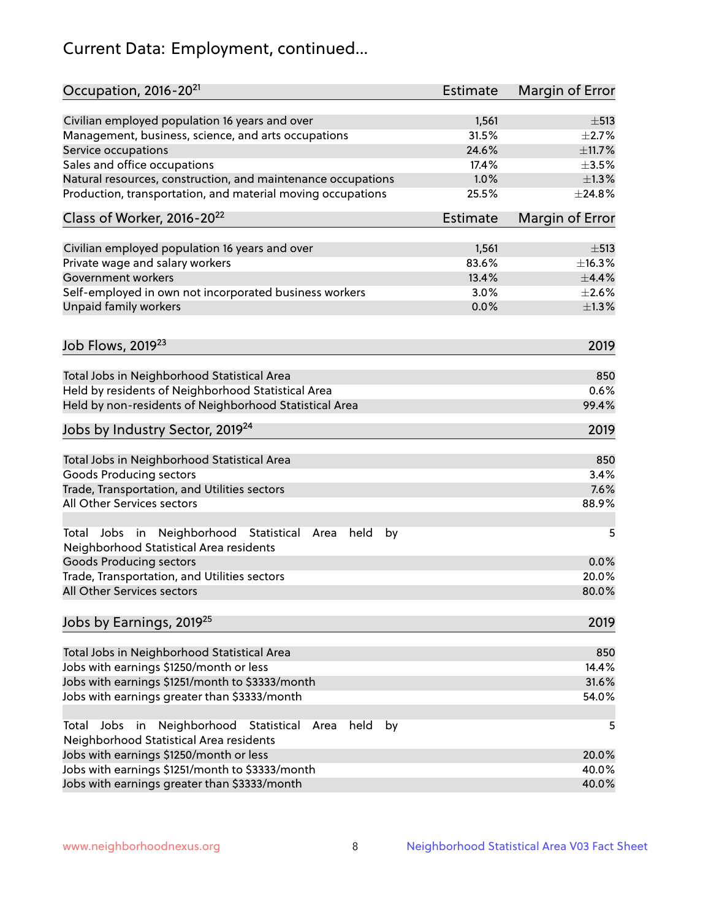# Current Data: Employment, continued...

| Occupation, 2016-20[21] | Estimate | Margin of Error |
|---|---|---|
| Civilian employed population 16 years and over | 1,561 | ±513 |
| Management, business, science, and arts occupations | 31.5% | ±2.7% |
| Service occupations | 24.6% | ±11.7% |
| Sales and office occupations | 17.4% | ±3.5% |
| Natural resources, construction, and maintenance occupations | 1.0% | ±1.3% |
| Production, transportation, and material moving occupations | 25.5% | ±24.8% |

| Class of Worker, 2016-20[22] | Estimate | Margin of Error |
|---|---|---|
| Civilian employed population 16 years and over | 1,561 | ±513 |
| Private wage and salary workers | 83.6% | ±16.3% |
| Government workers | 13.4% | ±4.4% |
| Self-employed in own not incorporated business workers | 3.0% | ±2.6% |
| Unpaid family workers | 0.0% | ±1.3% |

| Job Flows, 2019[23] | 2019 |
|---|---|
| Total Jobs in Neighborhood Statistical Area | 850 |
| Held by residents of Neighborhood Statistical Area | 0.6% |
| Held by non-residents of Neighborhood Statistical Area | 99.4% |

| Jobs by Industry Sector, 2019[24] | 2019 |
|---|---|
| Total Jobs in Neighborhood Statistical Area | 850 |
| Goods Producing sectors | 3.4% |
| Trade, Transportation, and Utilities sectors | 7.6% |
| All Other Services sectors | 88.9% |
| | |
| Total Jobs in Neighborhood Statistical Area held by Neighborhood Statistical Area residents | 5 |
| Goods Producing sectors | 0.0% |
| Trade, Transportation, and Utilities sectors | 20.0% |
| All Other Services sectors | 80.0% |

| Jobs by Earnings, 2019[25] | 2019 |
|---|---|
| Total Jobs in Neighborhood Statistical Area | 850 |
| Jobs with earnings $1250/month or less | 14.4% |
| Jobs with earnings $1251/month to $3333/month | 31.6% |
| Jobs with earnings greater than $3333/month | 54.0% |
| | |
| Total Jobs in Neighborhood Statistical Area held by Neighborhood Statistical Area residents | 5 |
| Jobs with earnings $1250/month or less | 20.0% |
| Jobs with earnings $1251/month to $3333/month | 40.0% |
| Jobs with earnings greater than $3333/month | 40.0% |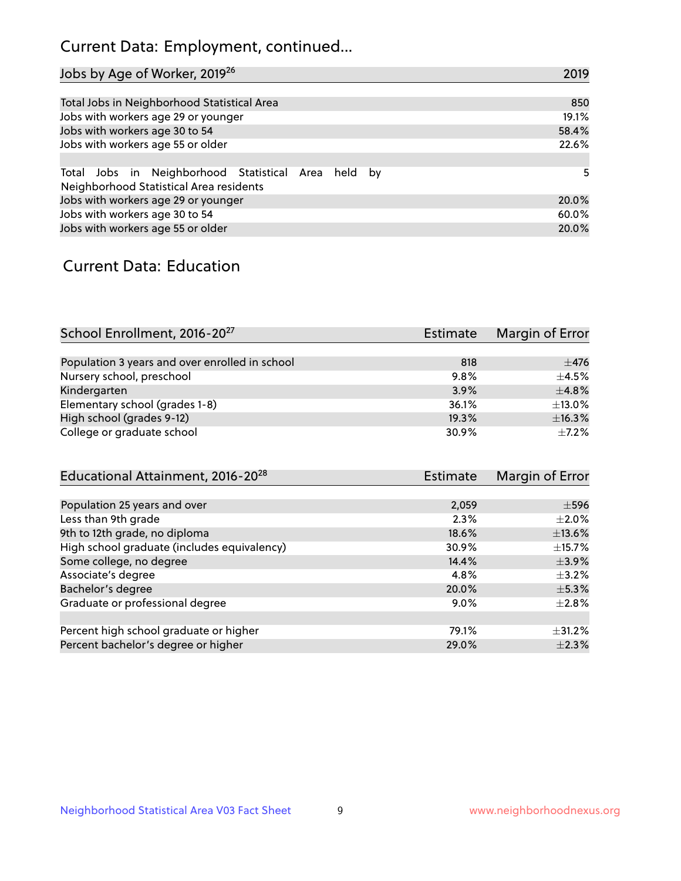## Current Data: Employment, continued...

| Jobs by Age of Worker, 2019[26] | 2019 |
|---|---|
| Total Jobs in Neighborhood Statistical Area | 850 |
| Jobs with workers age 29 or younger | 19.1% |
| Jobs with workers age 30 to 54 | 58.4% |
| Jobs with workers age 55 or older | 22.6% |
| | |
| Total Jobs in Neighborhood Statistical Area held by Neighborhood Statistical Area residents | 5 |
| Jobs with workers age 29 or younger | 20.0% |
| Jobs with workers age 30 to 54 | 60.0% |
| Jobs with workers age 55 or older | 20.0% |

## Current Data: Education

| School Enrollment, 2016-20[27] | Estimate | Margin of Error |
|---|---|---|
| Population 3 years and over enrolled in school | 818 | ±476 |
| Nursery school, preschool | 9.8% | ±4.5% |
| Kindergarten | 3.9% | ±4.8% |
| Elementary school (grades 1-8) | 36.1% | ±13.0% |
| High school (grades 9-12) | 19.3% | ±16.3% |
| College or graduate school | 30.9% | ±7.2% |

| Educational Attainment, 2016-20[28] | Estimate | Margin of Error |
|---|---|---|
| Population 25 years and over | 2,059 | ±596 |
| Less than 9th grade | 2.3% | ±2.0% |
| 9th to 12th grade, no diploma | 18.6% | ±13.6% |
| High school graduate (includes equivalency) | 30.9% | ±15.7% |
| Some college, no degree | 14.4% | ±3.9% |
| Associate's degree | 4.8% | ±3.2% |
| Bachelor's degree | 20.0% | ±5.3% |
| Graduate or professional degree | 9.0% | ±2.8% |
| | | |
| Percent high school graduate or higher | 79.1% | ±31.2% |
| Percent bachelor's degree or higher | 29.0% | ±2.3% |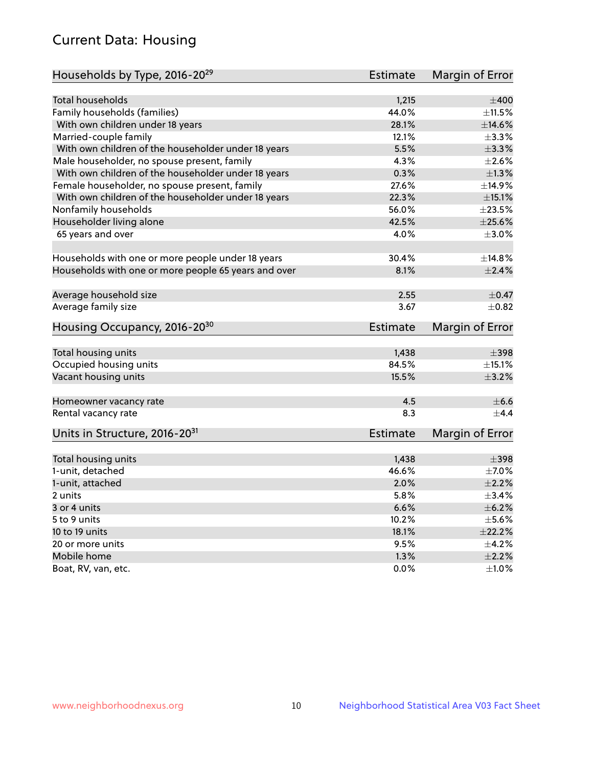## Current Data: Housing

| Households by Type, 2016-20[29] | Estimate | Margin of Error |
|---|---|---|
| Total households | 1,215 | ±400 |
| Family households (families) | 44.0% | ±11.5% |
| With own children under 18 years | 28.1% | ±14.6% |
| Married-couple family | 12.1% | ±3.3% |
| With own children of the householder under 18 years | 5.5% | ±3.3% |
| Male householder, no spouse present, family | 4.3% | ±2.6% |
| With own children of the householder under 18 years | 0.3% | ±1.3% |
| Female householder, no spouse present, family | 27.6% | ±14.9% |
| With own children of the householder under 18 years | 22.3% | ±15.1% |
| Nonfamily households | 56.0% | ±23.5% |
| Householder living alone | 42.5% | ±25.6% |
| 65 years and over | 4.0% | ±3.0% |
| Households with one or more people under 18 years | 30.4% | ±14.8% |
| Households with one or more people 65 years and over | 8.1% | ±2.4% |
| Average household size | 2.55 | ±0.47 |
| Average family size | 3.67 | ±0.82 |

| Housing Occupancy, 2016-20[30] | Estimate | Margin of Error |
|---|---|---|
| Total housing units | 1,438 | ±398 |
| Occupied housing units | 84.5% | ±15.1% |
| Vacant housing units | 15.5% | ±3.2% |
| Homeowner vacancy rate | 4.5 | ±6.6 |
| Rental vacancy rate | 8.3 | ±4.4 |

| Units in Structure, 2016-20[31] | Estimate | Margin of Error |
|---|---|---|
| Total housing units | 1,438 | ±398 |
| 1-unit, detached | 46.6% | ±7.0% |
| 1-unit, attached | 2.0% | ±2.2% |
| 2 units | 5.8% | ±3.4% |
| 3 or 4 units | 6.6% | ±6.2% |
| 5 to 9 units | 10.2% | ±5.6% |
| 10 to 19 units | 18.1% | ±22.2% |
| 20 or more units | 9.5% | ±4.2% |
| Mobile home | 1.3% | ±2.2% |
| Boat, RV, van, etc. | 0.0% | ±1.0% |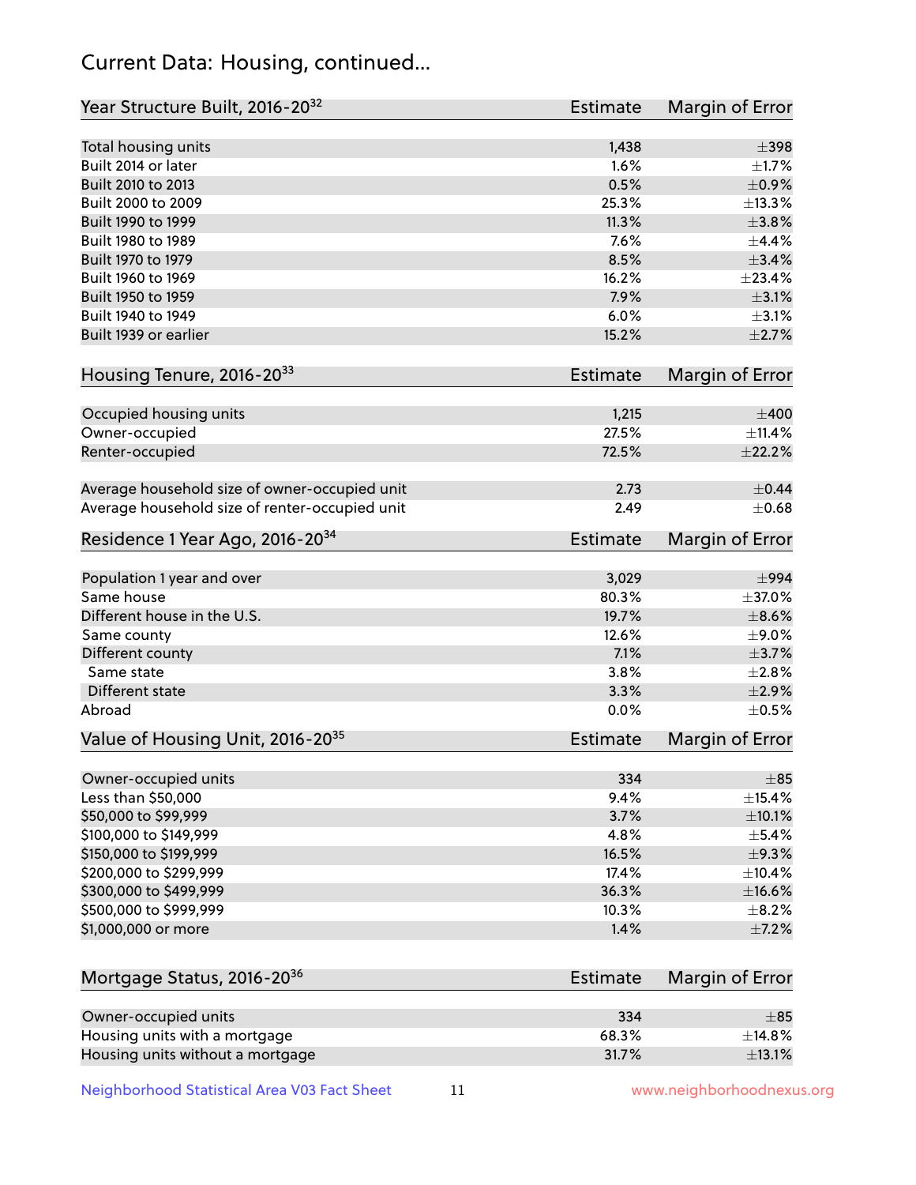## Current Data: Housing, continued...

| Year Structure Built, 2016-20[32] | Estimate | Margin of Error |
|---|---|---|
| Total housing units | 1,438 | ±398 |
| Built 2014 or later | 1.6% | ±1.7% |
| Built 2010 to 2013 | 0.5% | ±0.9% |
| Built 2000 to 2009 | 25.3% | ±13.3% |
| Built 1990 to 1999 | 11.3% | ±3.8% |
| Built 1980 to 1989 | 7.6% | ±4.4% |
| Built 1970 to 1979 | 8.5% | ±3.4% |
| Built 1960 to 1969 | 16.2% | ±23.4% |
| Built 1950 to 1959 | 7.9% | ±3.1% |
| Built 1940 to 1949 | 6.0% | ±3.1% |
| Built 1939 or earlier | 15.2% | ±2.7% |

| Housing Tenure, 2016-20[33] | Estimate | Margin of Error |
|---|---|---|
| Occupied housing units | 1,215 | ±400 |
| Owner-occupied | 27.5% | ±11.4% |
| Renter-occupied | 72.5% | ±22.2% |
| Average household size of owner-occupied unit | 2.73 | ±0.44 |
| Average household size of renter-occupied unit | 2.49 | ±0.68 |

| Residence 1 Year Ago, 2016-20[34] | Estimate | Margin of Error |
|---|---|---|
| Population 1 year and over | 3,029 | ±994 |
| Same house | 80.3% | ±37.0% |
| Different house in the U.S. | 19.7% | ±8.6% |
| Same county | 12.6% | ±9.0% |
| Different county | 7.1% | ±3.7% |
| Same state | 3.8% | ±2.8% |
| Different state | 3.3% | ±2.9% |
| Abroad | 0.0% | ±0.5% |

| Value of Housing Unit, 2016-20[35] | Estimate | Margin of Error |
|---|---|---|
| Owner-occupied units | 334 | ±85 |
| Less than $50,000 | 9.4% | ±15.4% |
| $50,000 to $99,999 | 3.7% | ±10.1% |
| $100,000 to $149,999 | 4.8% | ±5.4% |
| $150,000 to $199,999 | 16.5% | ±9.3% |
| $200,000 to $299,999 | 17.4% | ±10.4% |
| $300,000 to $499,999 | 36.3% | ±16.6% |
| $500,000 to $999,999 | 10.3% | ±8.2% |
| $1,000,000 or more | 1.4% | ±7.2% |

| Mortgage Status, 2016-20[36] | Estimate | Margin of Error |
|---|---|---|
| Owner-occupied units | 334 | ±85 |
| Housing units with a mortgage | 68.3% | ±14.8% |
| Housing units without a mortgage | 31.7% | ±13.1% |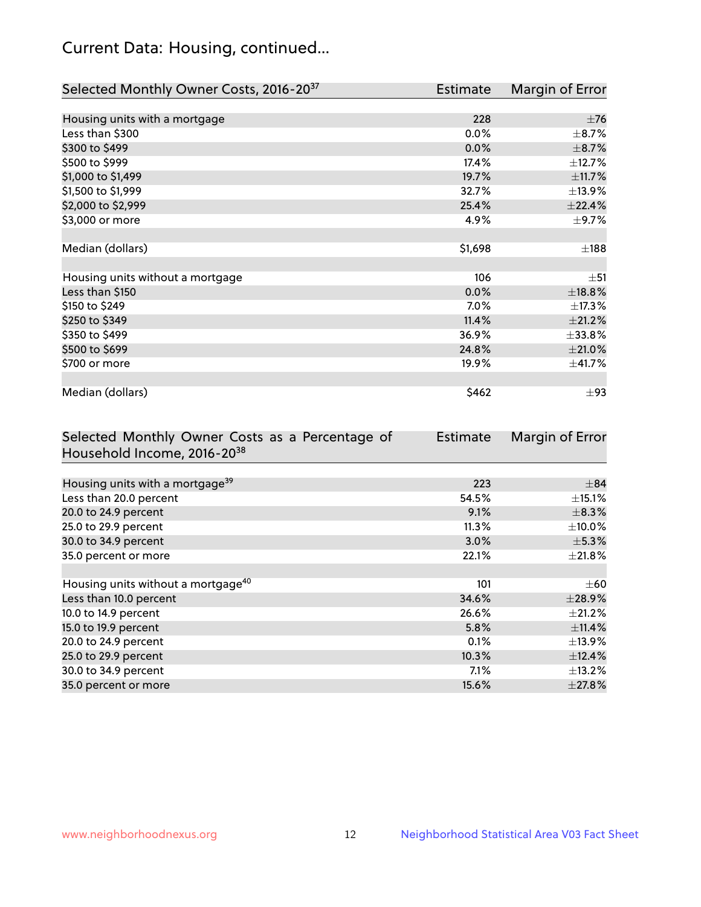## Current Data: Housing, continued...

| Selected Monthly Owner Costs, 2016-20[37] | Estimate | Margin of Error |
|---|---|---|
| Housing units with a mortgage | 228 | ±76 |
| Less than $300 | 0.0% | ±8.7% |
| $300 to $499 | 0.0% | ±8.7% |
| $500 to $999 | 17.4% | ±12.7% |
| $1,000 to $1,499 | 19.7% | ±11.7% |
| $1,500 to $1,999 | 32.7% | ±13.9% |
| $2,000 to $2,999 | 25.4% | ±22.4% |
| $3,000 or more | 4.9% | ±9.7% |
| | | |
| Median (dollars) | $1,698 | ±188 |
| | | |
| Housing units without a mortgage | 106 | ±51 |
| Less than $150 | 0.0% | ±18.8% |
| $150 to $249 | 7.0% | ±17.3% |
| $250 to $349 | 11.4% | ±21.2% |
| $350 to $499 | 36.9% | ±33.8% |
| $500 to $699 | 24.8% | ±21.0% |
| $700 or more | 19.9% | ±41.7% |
| | | |
| Median (dollars) | $462 | ±93 |

| Selected Monthly Owner Costs as a Percentage of Household Income, 2016-20[38] | Estimate | Margin of Error |
|---|---|---|
| Housing units with a mortgage[39] | 223 | ±84 |
| Less than 20.0 percent | 54.5% | ±15.1% |
| 20.0 to 24.9 percent | 9.1% | ±8.3% |
| 25.0 to 29.9 percent | 11.3% | ±10.0% |
| 30.0 to 34.9 percent | 3.0% | ±5.3% |
| 35.0 percent or more | 22.1% | ±21.8% |
| | | |
| Housing units without a mortgage[40] | 101 | ±60 |
| Less than 10.0 percent | 34.6% | ±28.9% |
| 10.0 to 14.9 percent | 26.6% | ±21.2% |
| 15.0 to 19.9 percent | 5.8% | ±11.4% |
| 20.0 to 24.9 percent | 0.1% | ±13.9% |
| 25.0 to 29.9 percent | 10.3% | ±12.4% |
| 30.0 to 34.9 percent | 7.1% | ±13.2% |
| 35.0 percent or more | 15.6% | ±27.8% |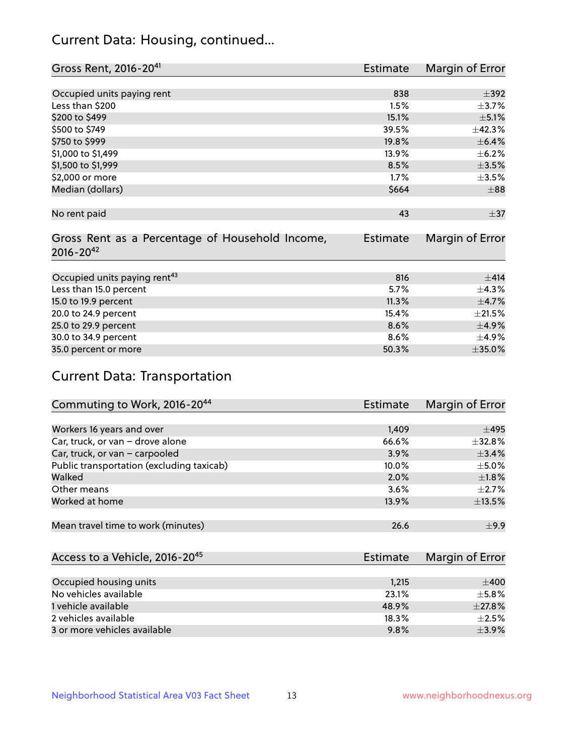## Current Data: Housing, continued...

| Gross Rent, 2016-20[41] | Estimate | Margin of Error |
|---|---|---|
| Occupied units paying rent | 838 | ±392 |
| Less than $200 | 1.5% | ±3.7% |
| $200 to $499 | 15.1% | ±5.1% |
| $500 to $749 | 39.5% | ±42.3% |
| $750 to $999 | 19.8% | ±6.4% |
| $1,000 to $1,499 | 13.9% | ±6.2% |
| $1,500 to $1,999 | 8.5% | ±3.5% |
| $2,000 or more | 1.7% | ±3.5% |
| Median (dollars) | $664 | ±88 |
| No rent paid | 43 | ±37 |

| Gross Rent as a Percentage of Household Income, 2016-20[42] | Estimate | Margin of Error |
|---|---|---|
| Occupied units paying rent[43] | 816 | ±414 |
| Less than 15.0 percent | 5.7% | ±4.3% |
| 15.0 to 19.9 percent | 11.3% | ±4.7% |
| 20.0 to 24.9 percent | 15.4% | ±21.5% |
| 25.0 to 29.9 percent | 8.6% | ±4.9% |
| 30.0 to 34.9 percent | 8.6% | ±4.9% |
| 35.0 percent or more | 50.3% | ±35.0% |

## Current Data: Transportation

| Commuting to Work, 2016-20[44] | Estimate | Margin of Error |
|---|---|---|
| Workers 16 years and over | 1,409 | ±495 |
| Car, truck, or van – drove alone | 66.6% | ±32.8% |
| Car, truck, or van – carpooled | 3.9% | ±3.4% |
| Public transportation (excluding taxicab) | 10.0% | ±5.0% |
| Walked | 2.0% | ±1.8% |
| Other means | 3.6% | ±2.7% |
| Worked at home | 13.9% | ±13.5% |
| Mean travel time to work (minutes) | 26.6 | ±9.9 |

| Access to a Vehicle, 2016-20[45] | Estimate | Margin of Error |
|---|---|---|
| Occupied housing units | 1,215 | ±400 |
| No vehicles available | 23.1% | ±5.8% |
| 1 vehicle available | 48.9% | ±27.8% |
| 2 vehicles available | 18.3% | ±2.5% |
| 3 or more vehicles available | 9.8% | ±3.9% |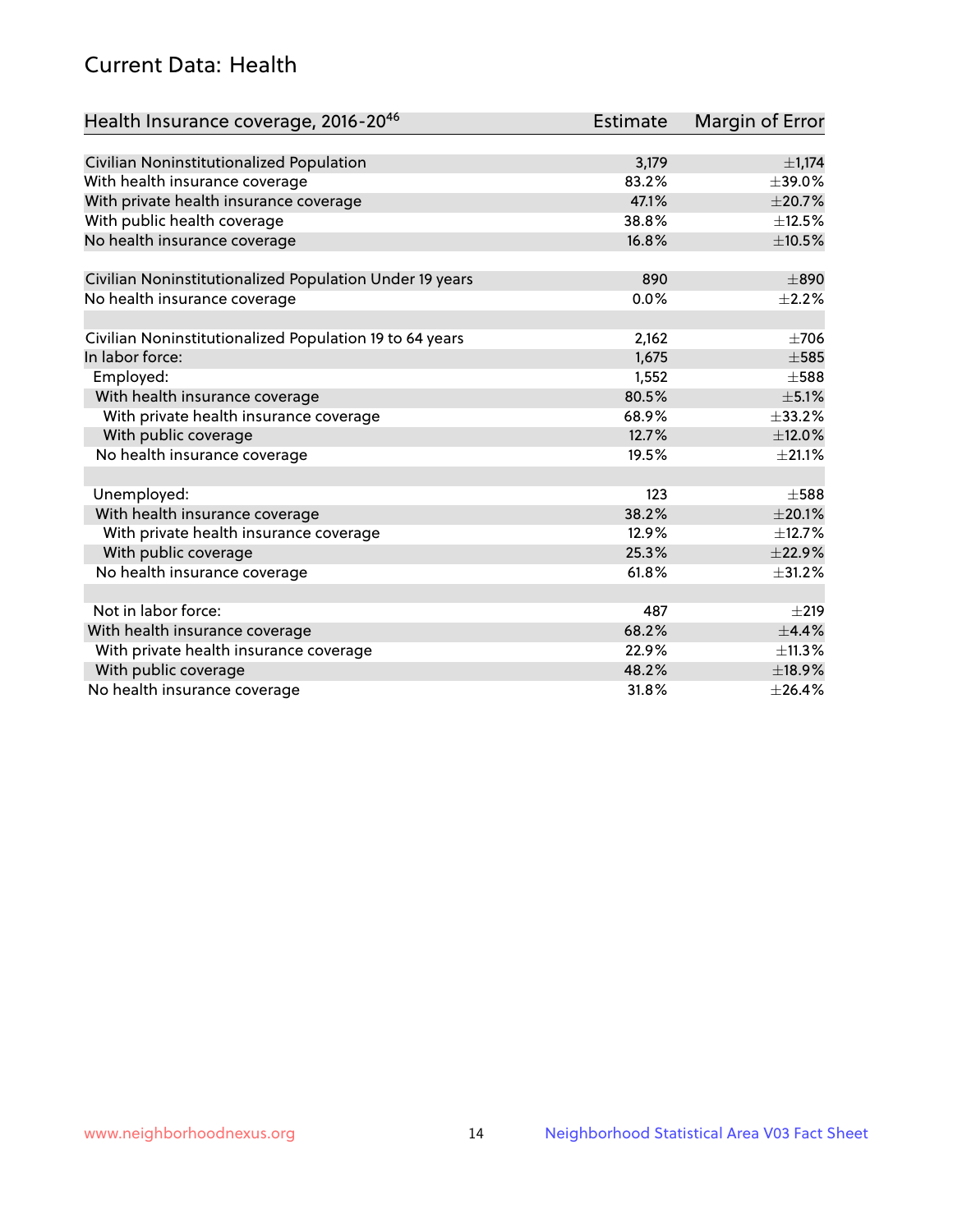## Current Data: Health

| Health Insurance coverage, 2016-20[46] | Estimate | Margin of Error |
|---|---|---|
| Civilian Noninstitutionalized Population | 3,179 | ±1,174 |
| With health insurance coverage | 83.2% | ±39.0% |
| With private health insurance coverage | 47.1% | ±20.7% |
| With public health coverage | 38.8% | ±12.5% |
| No health insurance coverage | 16.8% | ±10.5% |
| | | |
| Civilian Noninstitutionalized Population Under 19 years | 890 | ±890 |
| No health insurance coverage | 0.0% | ±2.2% |
| | | |
| Civilian Noninstitutionalized Population 19 to 64 years | 2,162 | ±706 |
| In labor force: | 1,675 | ±585 |
| Employed: | 1,552 | ±588 |
| With health insurance coverage | 80.5% | ±5.1% |
| With private health insurance coverage | 68.9% | ±33.2% |
| With public coverage | 12.7% | ±12.0% |
| No health insurance coverage | 19.5% | ±21.1% |
| | | |
| Unemployed: | 123 | ±588 |
| With health insurance coverage | 38.2% | ±20.1% |
| With private health insurance coverage | 12.9% | ±12.7% |
| With public coverage | 25.3% | ±22.9% |
| No health insurance coverage | 61.8% | ±31.2% |
| | | |
| Not in labor force: | 487 | ±219 |
| With health insurance coverage | 68.2% | ±4.4% |
| With private health insurance coverage | 22.9% | ±11.3% |
| With public coverage | 48.2% | ±18.9% |
| No health insurance coverage | 31.8% | ±26.4% |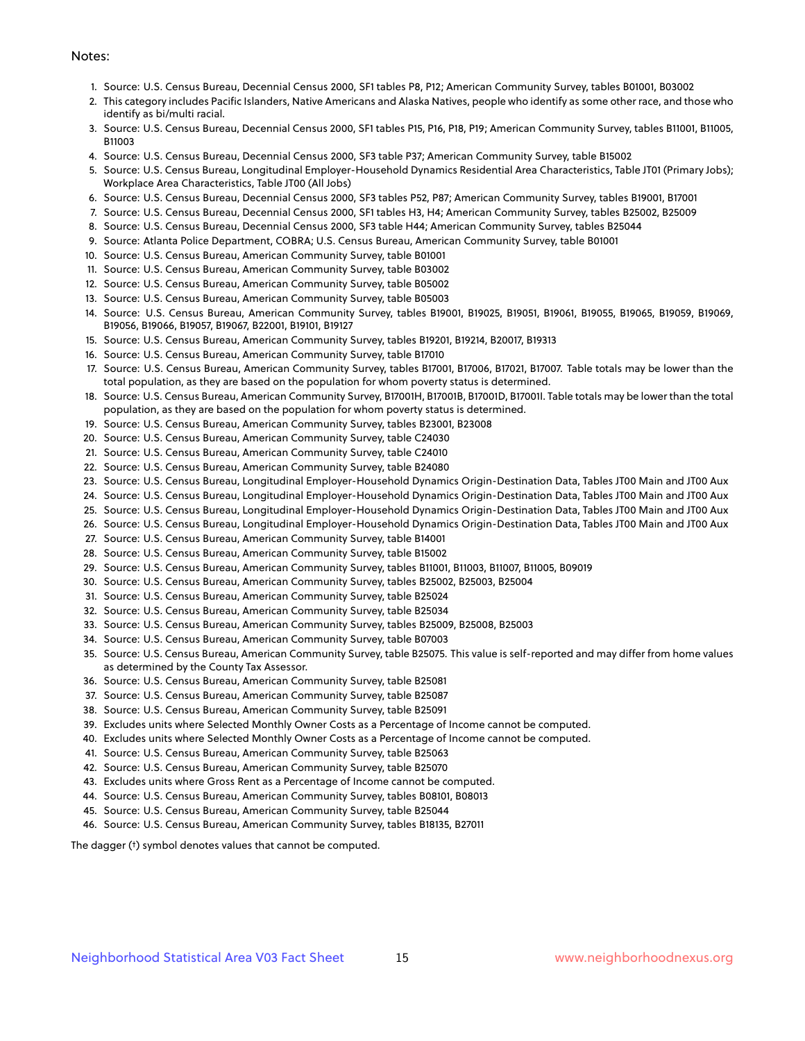Notes:

1. Source: U.S. Census Bureau, Decennial Census 2000, SF1 tables P8, P12; American Community Survey, tables B01001, B03002
2. This category includes Pacific Islanders, Native Americans and Alaska Natives, people who identify as some other race, and those who identify as bi/multi racial.
3. Source: U.S. Census Bureau, Decennial Census 2000, SF1 tables P15, P16, P18, P19; American Community Survey, tables B11001, B11005, B11003
4. Source: U.S. Census Bureau, Decennial Census 2000, SF3 table P37; American Community Survey, table B15002
5. Source: U.S. Census Bureau, Longitudinal Employer-Household Dynamics Residential Area Characteristics, Table JT01 (Primary Jobs); Workplace Area Characteristics, Table JT00 (All Jobs)
6. Source: U.S. Census Bureau, Decennial Census 2000, SF3 tables P52, P87; American Community Survey, tables B19001, B17001
7. Source: U.S. Census Bureau, Decennial Census 2000, SF1 tables H3, H4; American Community Survey, tables B25002, B25009
8. Source: U.S. Census Bureau, Decennial Census 2000, SF3 table H44; American Community Survey, tables B25044
9. Source: Atlanta Police Department, COBRA; U.S. Census Bureau, American Community Survey, table B01001
10. Source: U.S. Census Bureau, American Community Survey, table B01001
11. Source: U.S. Census Bureau, American Community Survey, table B03002
12. Source: U.S. Census Bureau, American Community Survey, table B05002
13. Source: U.S. Census Bureau, American Community Survey, table B05003
14. Source: U.S. Census Bureau, American Community Survey, tables B19001, B19025, B19051, B19061, B19055, B19065, B19059, B19069, B19056, B19066, B19057, B19067, B22001, B19101, B19127
15. Source: U.S. Census Bureau, American Community Survey, tables B19201, B19214, B20017, B19313
16. Source: U.S. Census Bureau, American Community Survey, table B17010
17. Source: U.S. Census Bureau, American Community Survey, tables B17001, B17006, B17021, B17007. Table totals may be lower than the total population, as they are based on the population for whom poverty status is determined.
18. Source: U.S. Census Bureau, American Community Survey, B17001H, B17001B, B17001D, B17001I. Table totals may be lower than the total population, as they are based on the population for whom poverty status is determined.
19. Source: U.S. Census Bureau, American Community Survey, tables B23001, B23008
20. Source: U.S. Census Bureau, American Community Survey, table C24030
21. Source: U.S. Census Bureau, American Community Survey, table C24010
22. Source: U.S. Census Bureau, American Community Survey, table B24080
23. Source: U.S. Census Bureau, Longitudinal Employer-Household Dynamics Origin-Destination Data, Tables JT00 Main and JT00 Aux
24. Source: U.S. Census Bureau, Longitudinal Employer-Household Dynamics Origin-Destination Data, Tables JT00 Main and JT00 Aux
25. Source: U.S. Census Bureau, Longitudinal Employer-Household Dynamics Origin-Destination Data, Tables JT00 Main and JT00 Aux
26. Source: U.S. Census Bureau, Longitudinal Employer-Household Dynamics Origin-Destination Data, Tables JT00 Main and JT00 Aux
27. Source: U.S. Census Bureau, American Community Survey, table B14001
28. Source: U.S. Census Bureau, American Community Survey, table B15002
29. Source: U.S. Census Bureau, American Community Survey, tables B11001, B11003, B11007, B11005, B09019
30. Source: U.S. Census Bureau, American Community Survey, tables B25002, B25003, B25004
31. Source: U.S. Census Bureau, American Community Survey, table B25024
32. Source: U.S. Census Bureau, American Community Survey, table B25034
33. Source: U.S. Census Bureau, American Community Survey, tables B25009, B25008, B25003
34. Source: U.S. Census Bureau, American Community Survey, table B07003
35. Source: U.S. Census Bureau, American Community Survey, table B25075. This value is self-reported and may differ from home values as determined by the County Tax Assessor.
36. Source: U.S. Census Bureau, American Community Survey, table B25081
37. Source: U.S. Census Bureau, American Community Survey, table B25087
38. Source: U.S. Census Bureau, American Community Survey, table B25091
39. Excludes units where Selected Monthly Owner Costs as a Percentage of Income cannot be computed.
40. Excludes units where Selected Monthly Owner Costs as a Percentage of Income cannot be computed.
41. Source: U.S. Census Bureau, American Community Survey, table B25063
42. Source: U.S. Census Bureau, American Community Survey, table B25070
43. Excludes units where Gross Rent as a Percentage of Income cannot be computed.
44. Source: U.S. Census Bureau, American Community Survey, tables B08101, B08013
45. Source: U.S. Census Bureau, American Community Survey, table B25044
46. Source: U.S. Census Bureau, American Community Survey, tables B18135, B27011

The dagger (†) symbol denotes values that cannot be computed.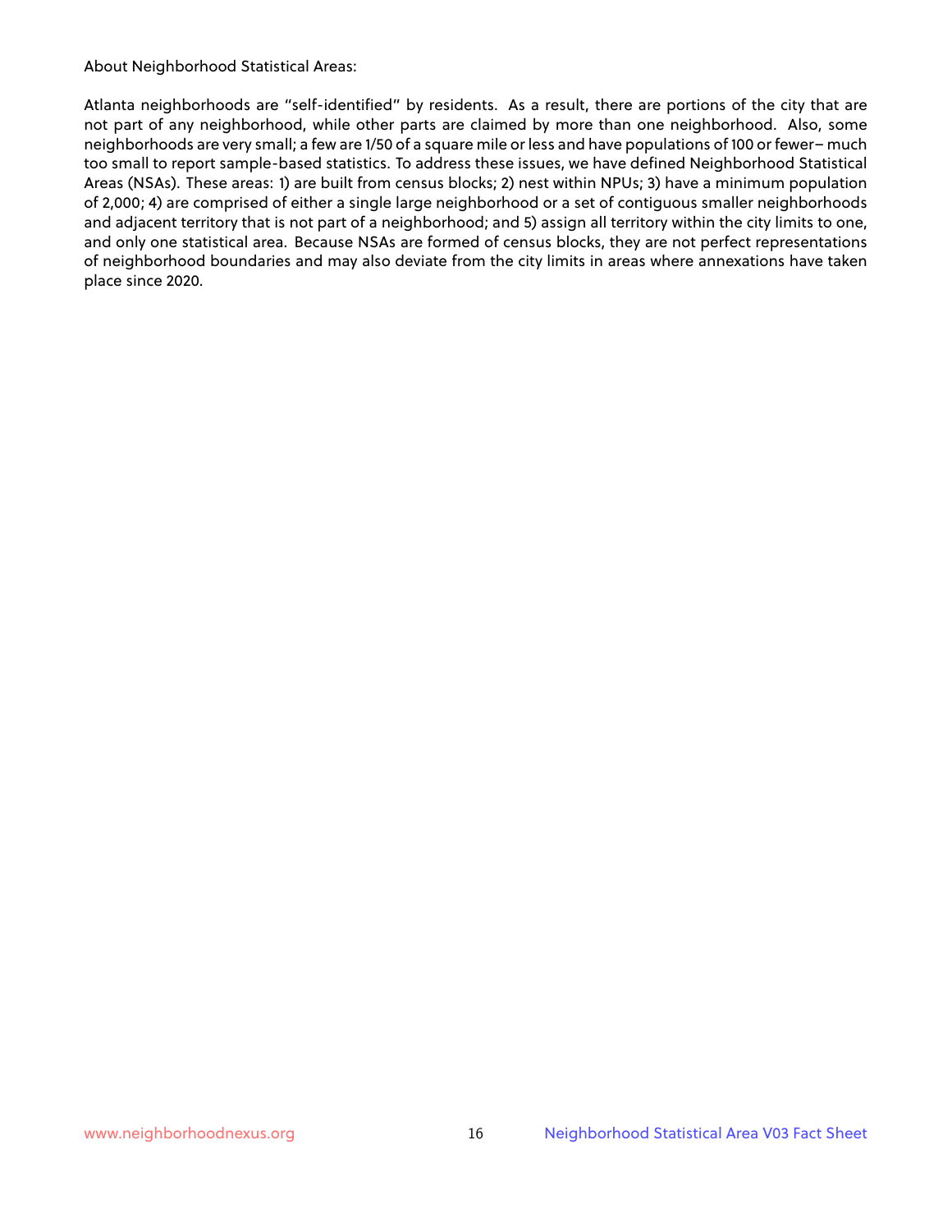About Neighborhood Statistical Areas:

Atlanta neighborhoods are "self-identified" by residents. As a result, there are portions of the city that are not part of any neighborhood, while other parts are claimed by more than one neighborhood. Also, some neighborhoods are very small; a few are 1/50 of a square mile or less and have populations of 100 or fewer– much too small to report sample-based statistics. To address these issues, we have defined Neighborhood Statistical Areas (NSAs). These areas: 1) are built from census blocks; 2) nest within NPUs; 3) have a minimum population of 2,000; 4) are comprised of either a single large neighborhood or a set of contiguous smaller neighborhoods and adjacent territory that is not part of a neighborhood; and 5) assign all territory within the city limits to one, and only one statistical area. Because NSAs are formed of census blocks, they are not perfect representations of neighborhood boundaries and may also deviate from the city limits in areas where annexations have taken place since 2020.